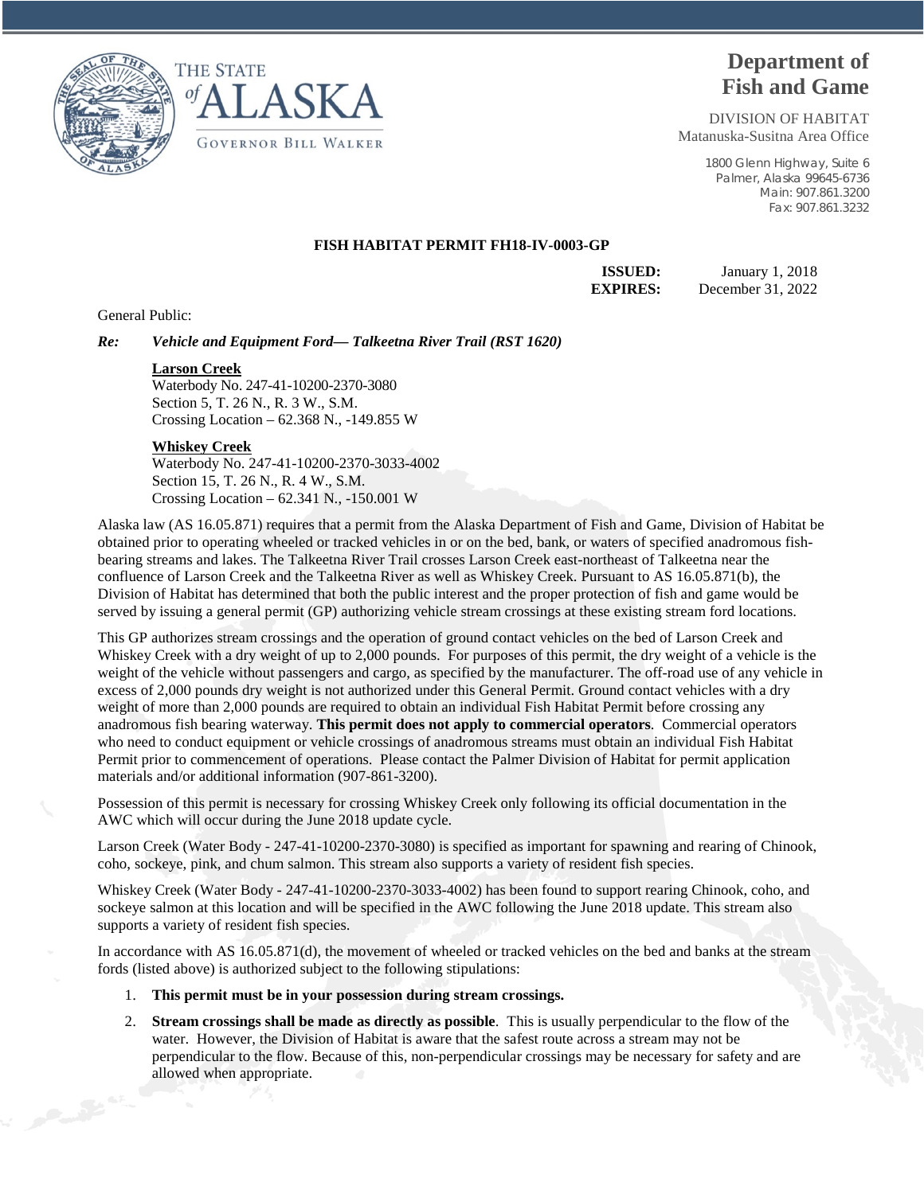THE STATE *of* ALASKA

GOVERNOR BILL WALKER

# Department of Fish and Game

DIVISION OF HABITAT
Matanuska-Susitna Area Office

1800 Glenn Highway, Suite 6
Palmer, Alaska 99645-6736
Main: 907.861.3200
Fax: 907.861.3232

**FISH HABITAT PERMIT FH18-IV-0003-GP**

**ISSUED:** January 1, 2018
**EXPIRES:** December 31, 2022

General Public:

***Re: Vehicle and Equipment Ford— Talkeetna River Trail (RST 1620)***

**Larson Creek**
Waterbody No. 247-41-10200-2370-3080
Section 5, T. 26 N., R. 3 W., S.M.
Crossing Location – 62.368 N., -149.855 W

**Whiskey Creek**
Waterbody No. 247-41-10200-2370-3033-4002
Section 15, T. 26 N., R. 4 W., S.M.
Crossing Location – 62.341 N., -150.001 W

Alaska law (AS 16.05.871) requires that a permit from the Alaska Department of Fish and Game, Division of Habitat be obtained prior to operating wheeled or tracked vehicles in or on the bed, bank, or waters of specified anadromous fish-bearing streams and lakes. The Talkeetna River Trail crosses Larson Creek east-northeast of Talkeetna near the confluence of Larson Creek and the Talkeetna River as well as Whiskey Creek. Pursuant to AS 16.05.871(b), the Division of Habitat has determined that both the public interest and the proper protection of fish and game would be served by issuing a general permit (GP) authorizing vehicle stream crossings at these existing stream ford locations.

This GP authorizes stream crossings and the operation of ground contact vehicles on the bed of Larson Creek and Whiskey Creek with a dry weight of up to 2,000 pounds. For purposes of this permit, the dry weight of a vehicle is the weight of the vehicle without passengers and cargo, as specified by the manufacturer. The off-road use of any vehicle in excess of 2,000 pounds dry weight is not authorized under this General Permit. Ground contact vehicles with a dry weight of more than 2,000 pounds are required to obtain an individual Fish Habitat Permit before crossing any anadromous fish bearing waterway. **This permit does not apply to commercial operators**. Commercial operators who need to conduct equipment or vehicle crossings of anadromous streams must obtain an individual Fish Habitat Permit prior to commencement of operations. Please contact the Palmer Division of Habitat for permit application materials and/or additional information (907-861-3200).

Possession of this permit is necessary for crossing Whiskey Creek only following its official documentation in the AWC which will occur during the June 2018 update cycle.

Larson Creek (Water Body - 247-41-10200-2370-3080) is specified as important for spawning and rearing of Chinook, coho, sockeye, pink, and chum salmon. This stream also supports a variety of resident fish species.

Whiskey Creek (Water Body - 247-41-10200-2370-3033-4002) has been found to support rearing Chinook, coho, and sockeye salmon at this location and will be specified in the AWC following the June 2018 update. This stream also supports a variety of resident fish species.

In accordance with AS 16.05.871(d), the movement of wheeled or tracked vehicles on the bed and banks at the stream fords (listed above) is authorized subject to the following stipulations:

1. **This permit must be in your possession during stream crossings.**
2. **Stream crossings shall be made as directly as possible**. This is usually perpendicular to the flow of the water. However, the Division of Habitat is aware that the safest route across a stream may not be perpendicular to the flow. Because of this, non-perpendicular crossings may be necessary for safety and are allowed when appropriate.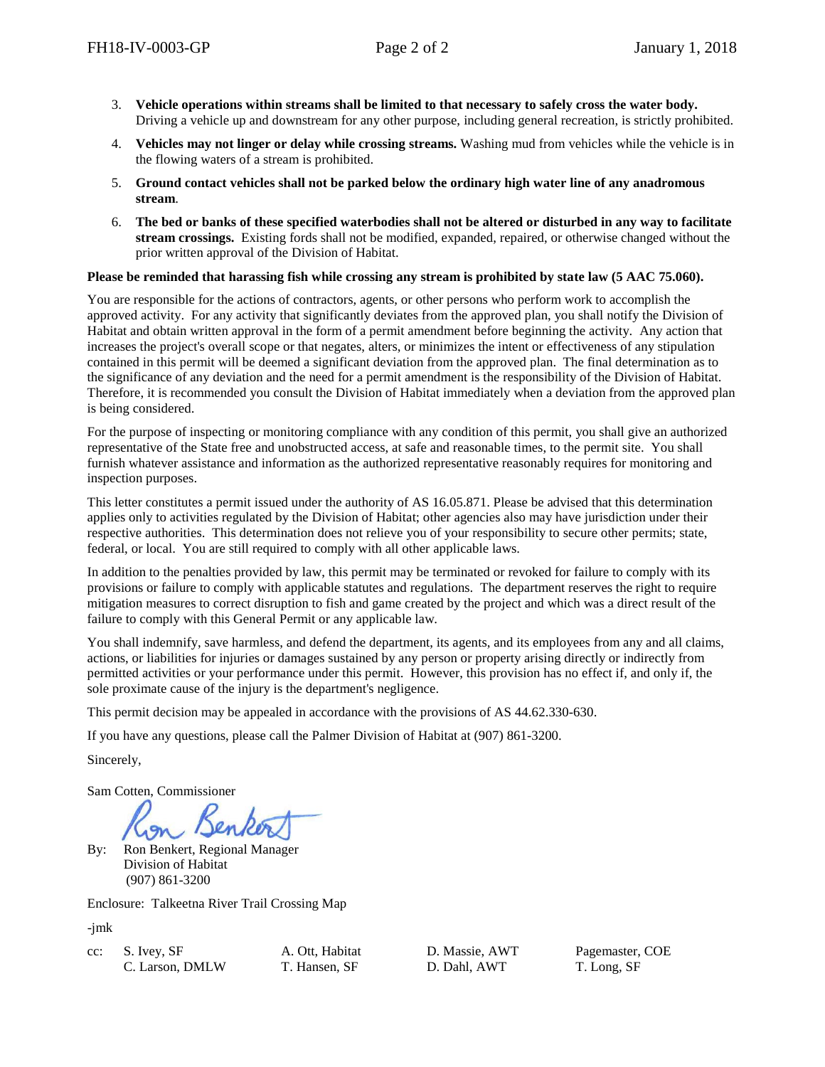3. **Vehicle operations within streams shall be limited to that necessary to safely cross the water body.** Driving a vehicle up and downstream for any other purpose, including general recreation, is strictly prohibited.

4. **Vehicles may not linger or delay while crossing streams.** Washing mud from vehicles while the vehicle is in the flowing waters of a stream is prohibited.

5. **Ground contact vehicles shall not be parked below the ordinary high water line of any anadromous stream**.

6. **The bed or banks of these specified waterbodies shall not be altered or disturbed in any way to facilitate stream crossings.** Existing fords shall not be modified, expanded, repaired, or otherwise changed without the prior written approval of the Division of Habitat.

**Please be reminded that harassing fish while crossing any stream is prohibited by state law (5 AAC 75.060).**

You are responsible for the actions of contractors, agents, or other persons who perform work to accomplish the approved activity. For any activity that significantly deviates from the approved plan, you shall notify the Division of Habitat and obtain written approval in the form of a permit amendment before beginning the activity. Any action that increases the project's overall scope or that negates, alters, or minimizes the intent or effectiveness of any stipulation contained in this permit will be deemed a significant deviation from the approved plan. The final determination as to the significance of any deviation and the need for a permit amendment is the responsibility of the Division of Habitat. Therefore, it is recommended you consult the Division of Habitat immediately when a deviation from the approved plan is being considered.

For the purpose of inspecting or monitoring compliance with any condition of this permit, you shall give an authorized representative of the State free and unobstructed access, at safe and reasonable times, to the permit site. You shall furnish whatever assistance and information as the authorized representative reasonably requires for monitoring and inspection purposes.

This letter constitutes a permit issued under the authority of AS 16.05.871. Please be advised that this determination applies only to activities regulated by the Division of Habitat; other agencies also may have jurisdiction under their respective authorities. This determination does not relieve you of your responsibility to secure other permits; state, federal, or local. You are still required to comply with all other applicable laws.

In addition to the penalties provided by law, this permit may be terminated or revoked for failure to comply with its provisions or failure to comply with applicable statutes and regulations. The department reserves the right to require mitigation measures to correct disruption to fish and game created by the project and which was a direct result of the failure to comply with this General Permit or any applicable law.

You shall indemnify, save harmless, and defend the department, its agents, and its employees from any and all claims, actions, or liabilities for injuries or damages sustained by any person or property arising directly or indirectly from permitted activities or your performance under this permit. However, this provision has no effect if, and only if, the sole proximate cause of the injury is the department's negligence.

This permit decision may be appealed in accordance with the provisions of AS 44.62.330-630.

If you have any questions, please call the Palmer Division of Habitat at (907) 861-3200.

Sincerely,

Sam Cotten, Commissioner

By: Ron Benkert, Regional Manager
Division of Habitat
(907) 861-3200

Enclosure: Talkeetna River Trail Crossing Map

-jmk

cc: S. Ivey, SF
C. Larson, DMLW
A. Ott, Habitat
T. Hansen, SF
D. Massie, AWT
D. Dahl, AWT
Pagemaster, COE
T. Long, SF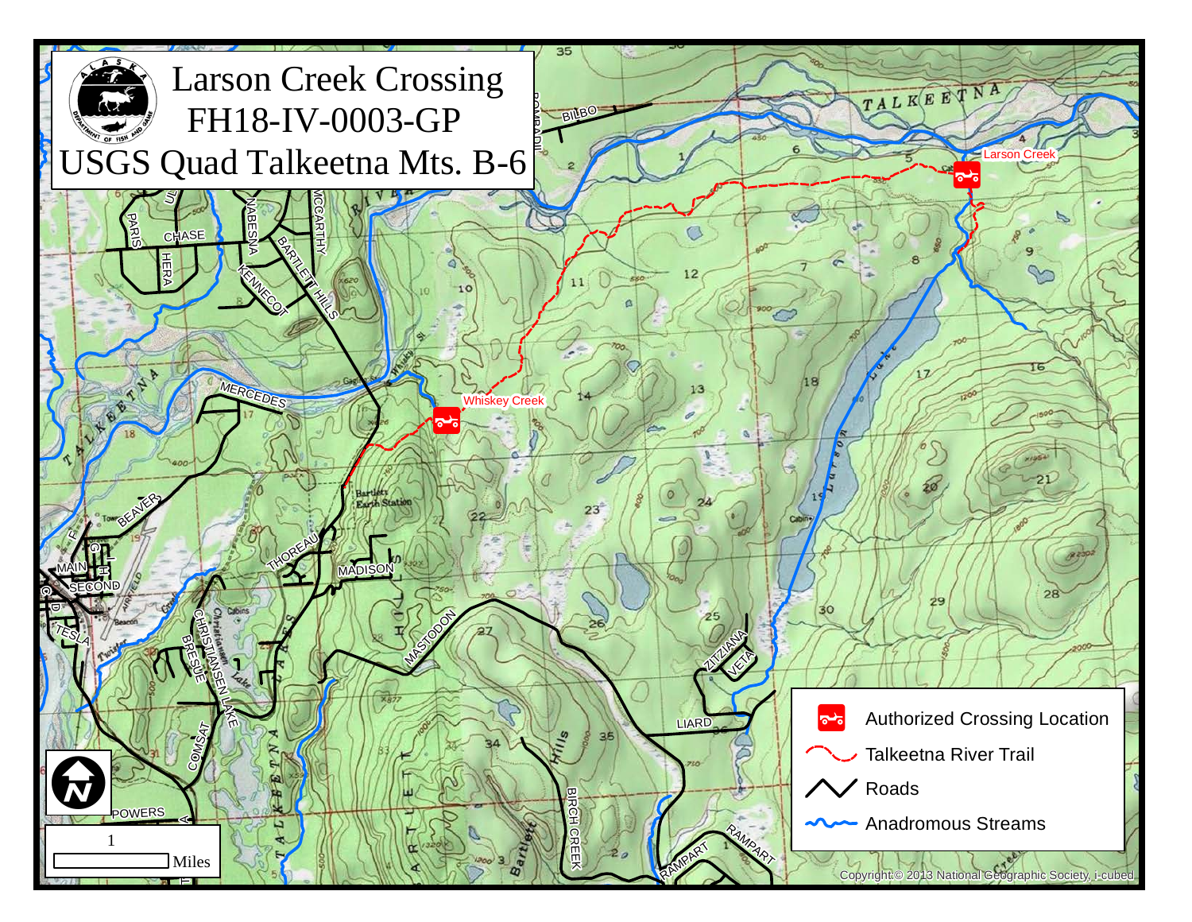# Larson Creek Crossing
## FH18-IV-0003-GP
## USGS Quad Talkeetna Mts. B-6

Authorized Crossing Location

Talkeetna River Trail

Roads

Anadromous Streams

Whiskey Creek

Larson Creek

1

Miles

Copyright:© 2013 National Geographic Society, i-cubed